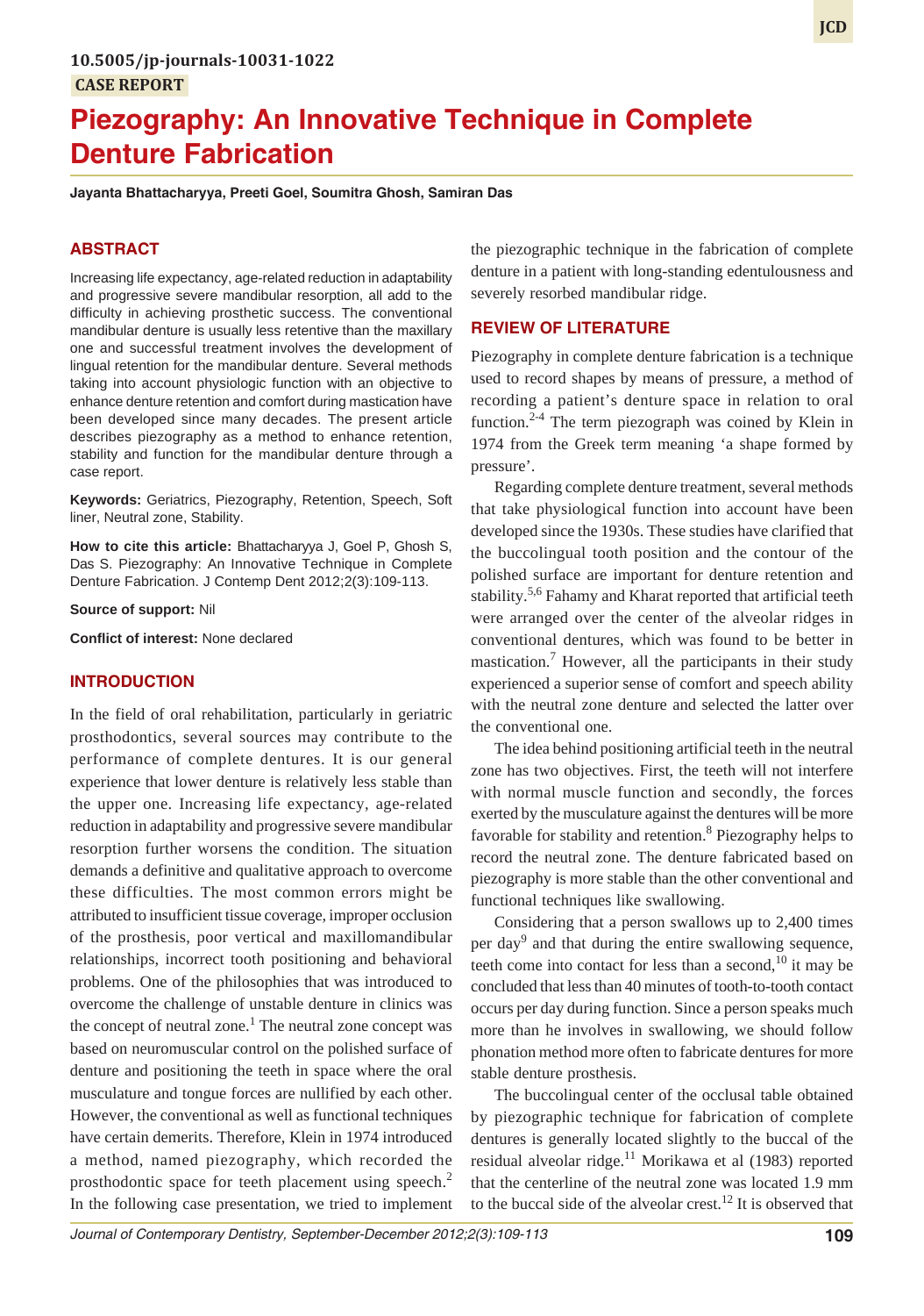10.5005/jp-journals-10031-1022

CASE REPORT

# Piezography: An Innovative Technique in Complete Denture Fabrication

**Jayanta Bhattacharyya, Preeti Goel, Soumitra Ghosh, Samiran Das**

## ABSTRACT

Increasing life expectancy, age-related reduction in adaptability and progressive severe mandibular resorption, all add to the difficulty in achieving prosthetic success. The conventional mandibular denture is usually less retentive than the maxillary one and successful treatment involves the development of lingual retention for the mandibular denture. Several methods taking into account physiologic function with an objective to enhance denture retention and comfort during mastication have been developed since many decades. The present article describes piezography as a method to enhance retention, stability and function for the mandibular denture through a case report.

**Keywords:** Geriatrics, Piezography, Retention, Speech, Soft liner, Neutral zone, Stability.

**How to cite this article:** Bhattacharyya J, Goel P, Ghosh S, Das S. Piezography: An Innovative Technique in Complete Denture Fabrication. J Contemp Dent 2012;2(3):109-113.

**Source of support:** Nil

**Conflict of interest:** None declared

## INTRODUCTION

In the field of oral rehabilitation, particularly in geriatric prosthodontics, several sources may contribute to the performance of complete dentures. It is our general experience that lower denture is relatively less stable than the upper one. Increasing life expectancy, age-related reduction in adaptability and progressive severe mandibular resorption further worsens the condition. The situation demands a definitive and qualitative approach to overcome these difficulties. The most common errors might be attributed to insufficient tissue coverage, improper occlusion of the prosthesis, poor vertical and maxillomandibular relationships, incorrect tooth positioning and behavioral problems. One of the philosophies that was introduced to overcome the challenge of unstable denture in clinics was the concept of neutral zone.[1] The neutral zone concept was based on neuromuscular control on the polished surface of denture and positioning the teeth in space where the oral musculature and tongue forces are nullified by each other. However, the conventional as well as functional techniques have certain demerits. Therefore, Klein in 1974 introduced a method, named piezography, which recorded the prosthodontic space for teeth placement using speech.[2] In the following case presentation, we tried to implement the piezographic technique in the fabrication of complete denture in a patient with long-standing edentulousness and severely resorbed mandibular ridge.

## REVIEW OF LITERATURE

Piezography in complete denture fabrication is a technique used to record shapes by means of pressure, a method of recording a patient's denture space in relation to oral function.[2-4] The term piezograph was coined by Klein in 1974 from the Greek term meaning 'a shape formed by pressure'.

Regarding complete denture treatment, several methods that take physiological function into account have been developed since the 1930s. These studies have clarified that the buccolingual tooth position and the contour of the polished surface are important for denture retention and stability.[5,6] Fahamy and Kharat reported that artificial teeth were arranged over the center of the alveolar ridges in conventional dentures, which was found to be better in mastication.[7] However, all the participants in their study experienced a superior sense of comfort and speech ability with the neutral zone denture and selected the latter over the conventional one.

The idea behind positioning artificial teeth in the neutral zone has two objectives. First, the teeth will not interfere with normal muscle function and secondly, the forces exerted by the musculature against the dentures will be more favorable for stability and retention.[8] Piezography helps to record the neutral zone. The denture fabricated based on piezography is more stable than the other conventional and functional techniques like swallowing.

Considering that a person swallows up to 2,400 times per day[9] and that during the entire swallowing sequence, teeth come into contact for less than a second,[10] it may be concluded that less than 40 minutes of tooth-to-tooth contact occurs per day during function. Since a person speaks much more than he involves in swallowing, we should follow phonation method more often to fabricate dentures for more stable denture prosthesis.

The buccolingual center of the occlusal table obtained by piezographic technique for fabrication of complete dentures is generally located slightly to the buccal of the residual alveolar ridge.[11] Morikawa et al (1983) reported that the centerline of the neutral zone was located 1.9 mm to the buccal side of the alveolar crest.[12] It is observed that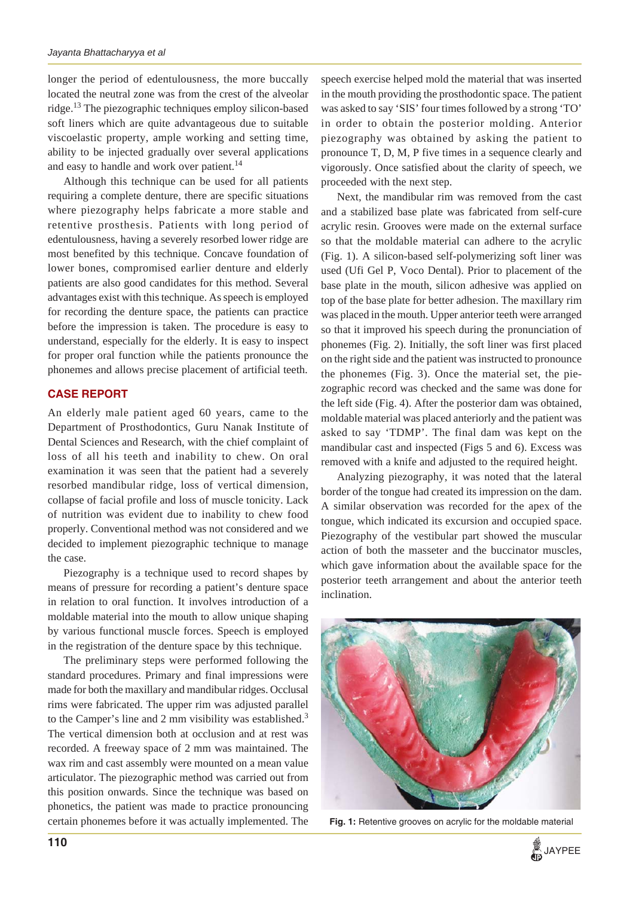longer the period of edentulousness, the more buccally located the neutral zone was from the crest of the alveolar ridge.[13] The piezographic techniques employ silicon-based soft liners which are quite advantageous due to suitable viscoelastic property, ample working and setting time, ability to be injected gradually over several applications and easy to handle and work over patient.[14]

Although this technique can be used for all patients requiring a complete denture, there are specific situations where piezography helps fabricate a more stable and retentive prosthesis. Patients with long period of edentulousness, having a severely resorbed lower ridge are most benefited by this technique. Concave foundation of lower bones, compromised earlier denture and elderly patients are also good candidates for this method. Several advantages exist with this technique. As speech is employed for recording the denture space, the patients can practice before the impression is taken. The procedure is easy to understand, especially for the elderly. It is easy to inspect for proper oral function while the patients pronounce the phonemes and allows precise placement of artificial teeth.

## CASE REPORT

An elderly male patient aged 60 years, came to the Department of Prosthodontics, Guru Nanak Institute of Dental Sciences and Research, with the chief complaint of loss of all his teeth and inability to chew. On oral examination it was seen that the patient had a severely resorbed mandibular ridge, loss of vertical dimension, collapse of facial profile and loss of muscle tonicity. Lack of nutrition was evident due to inability to chew food properly. Conventional method was not considered and we decided to implement piezographic technique to manage the case.

Piezography is a technique used to record shapes by means of pressure for recording a patient's denture space in relation to oral function. It involves introduction of a moldable material into the mouth to allow unique shaping by various functional muscle forces. Speech is employed in the registration of the denture space by this technique.

The preliminary steps were performed following the standard procedures. Primary and final impressions were made for both the maxillary and mandibular ridges. Occlusal rims were fabricated. The upper rim was adjusted parallel to the Camper's line and 2 mm visibility was established.[3] The vertical dimension both at occlusion and at rest was recorded. A freeway space of 2 mm was maintained. The wax rim and cast assembly were mounted on a mean value articulator. The piezographic method was carried out from this position onwards. Since the technique was based on phonetics, the patient was made to practice pronouncing certain phonemes before it was actually implemented. The speech exercise helped mold the material that was inserted in the mouth providing the prosthodontic space. The patient was asked to say 'SIS' four times followed by a strong 'TO' in order to obtain the posterior molding. Anterior piezography was obtained by asking the patient to pronounce T, D, M, P five times in a sequence clearly and vigorously. Once satisfied about the clarity of speech, we proceeded with the next step.

Next, the mandibular rim was removed from the cast and a stabilized base plate was fabricated from self-cure acrylic resin. Grooves were made on the external surface so that the moldable material can adhere to the acrylic (Fig. 1). A silicon-based self-polymerizing soft liner was used (Ufi Gel P, Voco Dental). Prior to placement of the base plate in the mouth, silicon adhesive was applied on top of the base plate for better adhesion. The maxillary rim was placed in the mouth. Upper anterior teeth were arranged so that it improved his speech during the pronunciation of phonemes (Fig. 2). Initially, the soft liner was first placed on the right side and the patient was instructed to pronounce the phonemes (Fig. 3). Once the material set, the piezographic record was checked and the same was done for the left side (Fig. 4). After the posterior dam was obtained, moldable material was placed anteriorly and the patient was asked to say 'TDMP'. The final dam was kept on the mandibular cast and inspected (Figs 5 and 6). Excess was removed with a knife and adjusted to the required height.

Analyzing piezography, it was noted that the lateral border of the tongue had created its impression on the dam. A similar observation was recorded for the apex of the tongue, which indicated its excursion and occupied space. Piezography of the vestibular part showed the muscular action of both the masseter and the buccinator muscles, which gave information about the available space for the posterior teeth arrangement and about the anterior teeth inclination.

**Fig. 1:** Retentive grooves on acrylic for the moldable material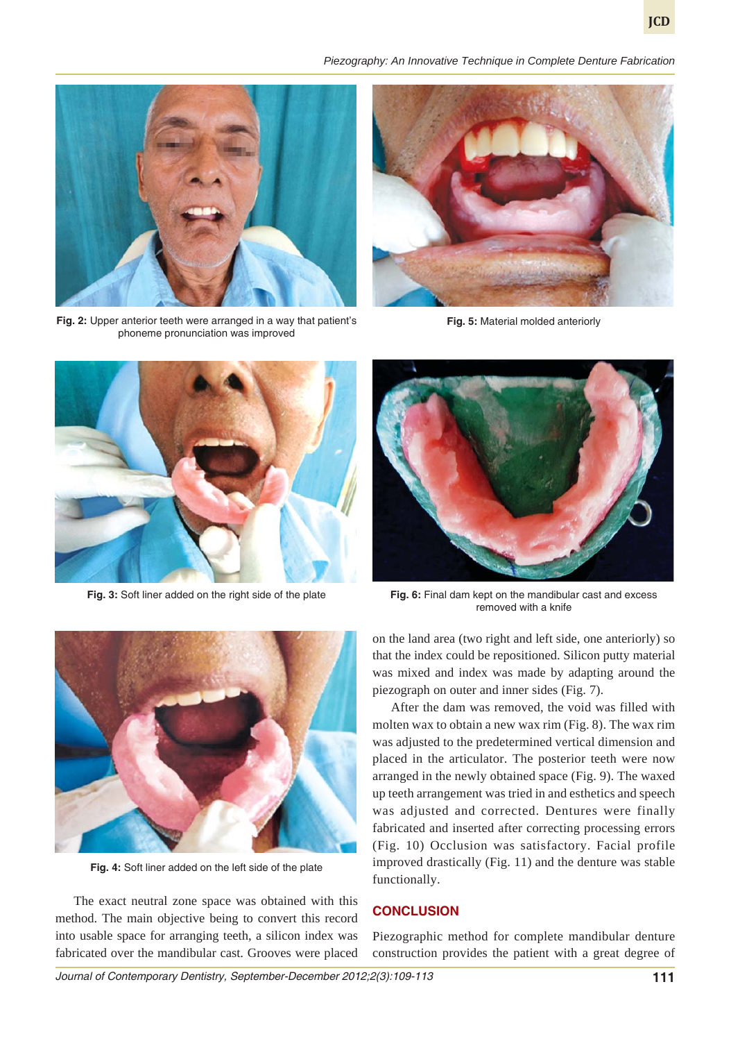Fig. 2: Upper anterior teeth were arranged in a way that patient's phoneme pronunciation was improved

Fig. 5: Material molded anteriorly

Fig. 3: Soft liner added on the right side of the plate

Fig. 6: Final dam kept on the mandibular cast and excess removed with a knife

Fig. 4: Soft liner added on the left side of the plate

The exact neutral zone space was obtained with this method. The main objective being to convert this record into usable space for arranging teeth, a silicon index was fabricated over the mandibular cast. Grooves were placed on the land area (two right and left side, one anteriorly) so that the index could be repositioned. Silicon putty material was mixed and index was made by adapting around the piezograph on outer and inner sides (Fig. 7).

After the dam was removed, the void was filled with molten wax to obtain a new wax rim (Fig. 8). The wax rim was adjusted to the predetermined vertical dimension and placed in the articulator. The posterior teeth were now arranged in the newly obtained space (Fig. 9). The waxed up teeth arrangement was tried in and esthetics and speech was adjusted and corrected. Dentures were finally fabricated and inserted after correcting processing errors (Fig. 10) Occlusion was satisfactory. Facial profile improved drastically (Fig. 11) and the denture was stable functionally.

## CONCLUSION

Piezographic method for complete mandibular denture construction provides the patient with a great degree of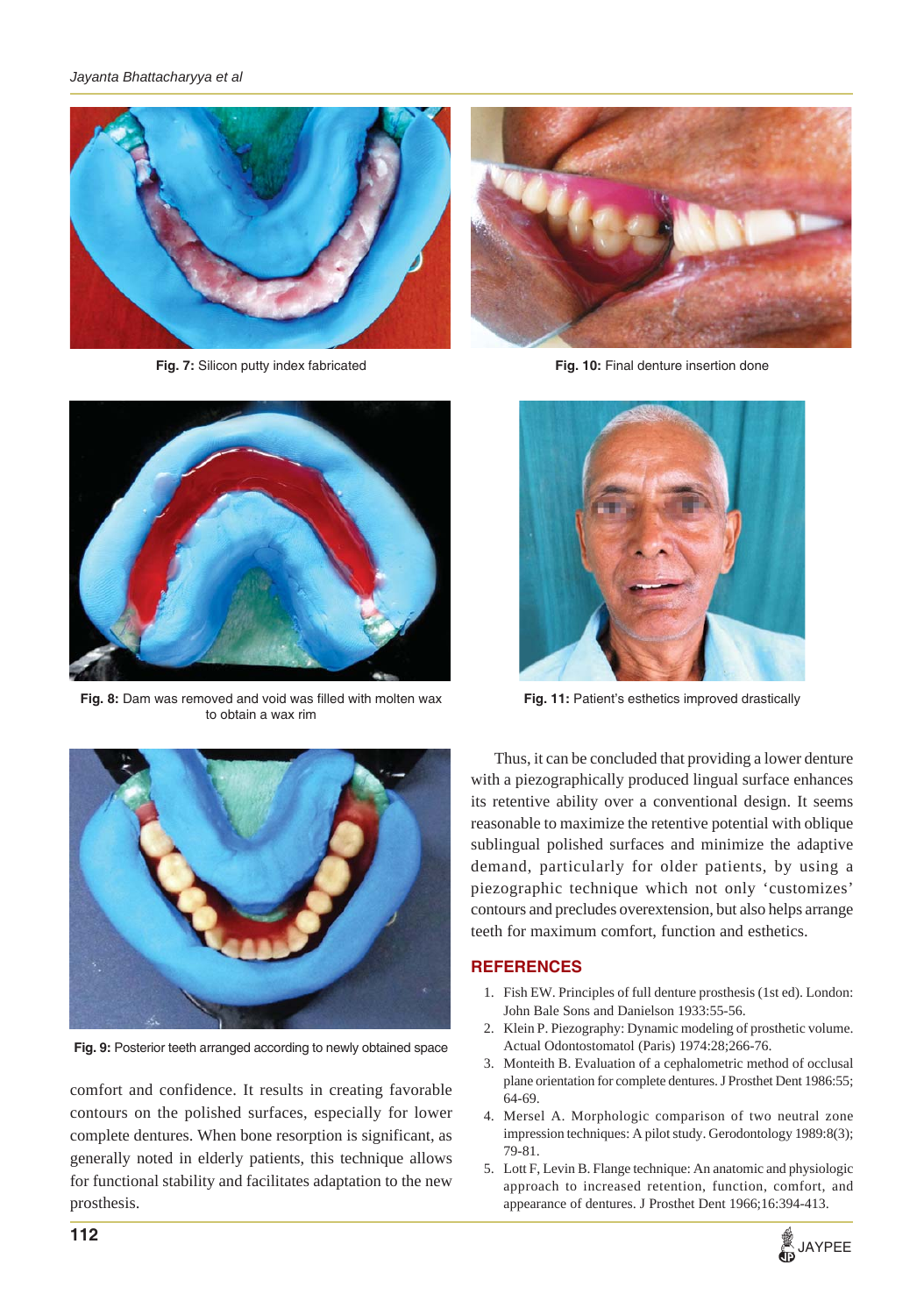Fig. 7: Silicon putty index fabricated

Fig. 10: Final denture insertion done

Fig. 8: Dam was removed and void was filled with molten wax to obtain a wax rim

Fig. 11: Patient's esthetics improved drastically

Fig. 9: Posterior teeth arranged according to newly obtained space

comfort and confidence. It results in creating favorable contours on the polished surfaces, especially for lower complete dentures. When bone resorption is significant, as generally noted in elderly patients, this technique allows for functional stability and facilitates adaptation to the new prosthesis.

Thus, it can be concluded that providing a lower denture with a piezographically produced lingual surface enhances its retentive ability over a conventional design. It seems reasonable to maximize the retentive potential with oblique sublingual polished surfaces and minimize the adaptive demand, particularly for older patients, by using a piezographic technique which not only 'customizes' contours and precludes overextension, but also helps arrange teeth for maximum comfort, function and esthetics.

## REFERENCES

1. Fish EW. Principles of full denture prosthesis (1st ed). London: John Bale Sons and Danielson 1933:55-56.
2. Klein P. Piezography: Dynamic modeling of prosthetic volume. Actual Odontostomatol (Paris) 1974:28;266-76.
3. Monteith B. Evaluation of a cephalometric method of occlusal plane orientation for complete dentures. J Prosthet Dent 1986:55; 64-69.
4. Mersel A. Morphologic comparison of two neutral zone impression techniques: A pilot study. Gerodontology 1989:8(3); 79-81.
5. Lott F, Levin B. Flange technique: An anatomic and physiologic approach to increased retention, function, comfort, and appearance of dentures. J Prosthet Dent 1966;16:394-413.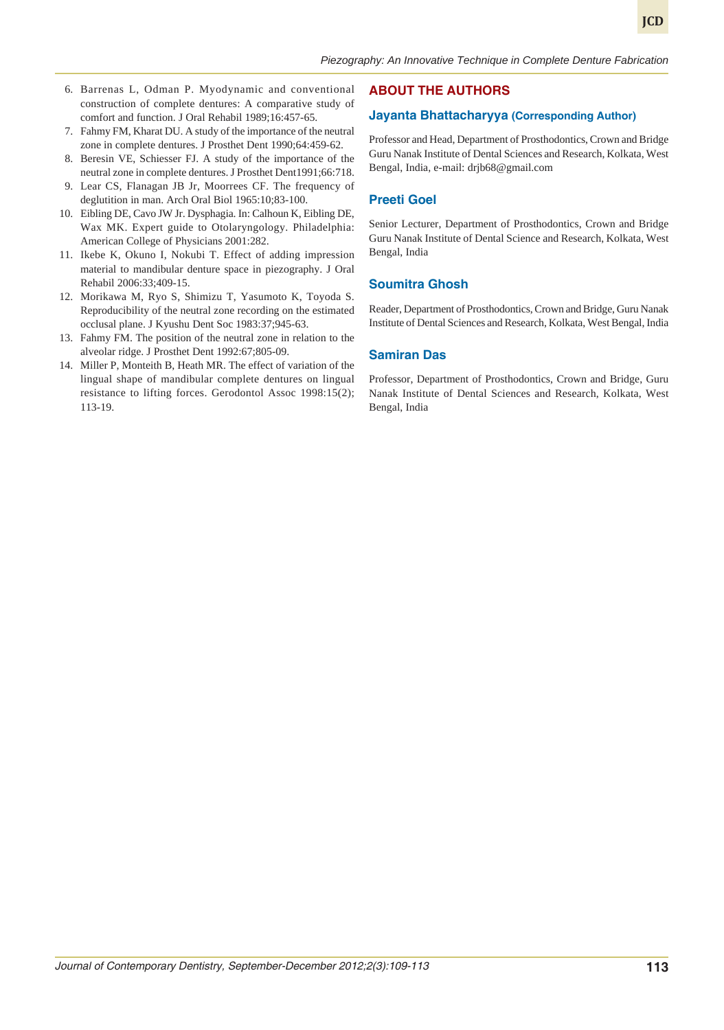6. Barrenas L, Odman P. Myodynamic and conventional construction of complete dentures: A comparative study of comfort and function. J Oral Rehabil 1989;16:457-65.
7. Fahmy FM, Kharat DU. A study of the importance of the neutral zone in complete dentures. J Prosthet Dent 1990;64:459-62.
8. Beresin VE, Schiesser FJ. A study of the importance of the neutral zone in complete dentures. J Prosthet Dent1991;66:718.
9. Lear CS, Flanagan JB Jr, Moorrees CF. The frequency of deglutition in man. Arch Oral Biol 1965:10;83-100.
10. Eibling DE, Cavo JW Jr. Dysphagia. In: Calhoun K, Eibling DE, Wax MK. Expert guide to Otolaryngology. Philadelphia: American College of Physicians 2001:282.
11. Ikebe K, Okuno I, Nokubi T. Effect of adding impression material to mandibular denture space in piezography. J Oral Rehabil 2006:33;409-15.
12. Morikawa M, Ryo S, Shimizu T, Yasumoto K, Toyoda S. Reproducibility of the neutral zone recording on the estimated occlusal plane. J Kyushu Dent Soc 1983:37;945-63.
13. Fahmy FM. The position of the neutral zone in relation to the alveolar ridge. J Prosthet Dent 1992:67;805-09.
14. Miller P, Monteith B, Heath MR. The effect of variation of the lingual shape of mandibular complete dentures on lingual resistance to lifting forces. Gerodontol Assoc 1998:15(2); 113-19.

## ABOUT THE AUTHORS

### Jayanta Bhattacharyya (Corresponding Author)

Professor and Head, Department of Prosthodontics, Crown and Bridge Guru Nanak Institute of Dental Sciences and Research, Kolkata, West Bengal, India, e-mail: drjb68@gmail.com

### Preeti Goel

Senior Lecturer, Department of Prosthodontics, Crown and Bridge Guru Nanak Institute of Dental Science and Research, Kolkata, West Bengal, India

### Soumitra Ghosh

Reader, Department of Prosthodontics, Crown and Bridge, Guru Nanak Institute of Dental Sciences and Research, Kolkata, West Bengal, India

### Samiran Das

Professor, Department of Prosthodontics, Crown and Bridge, Guru Nanak Institute of Dental Sciences and Research, Kolkata, West Bengal, India